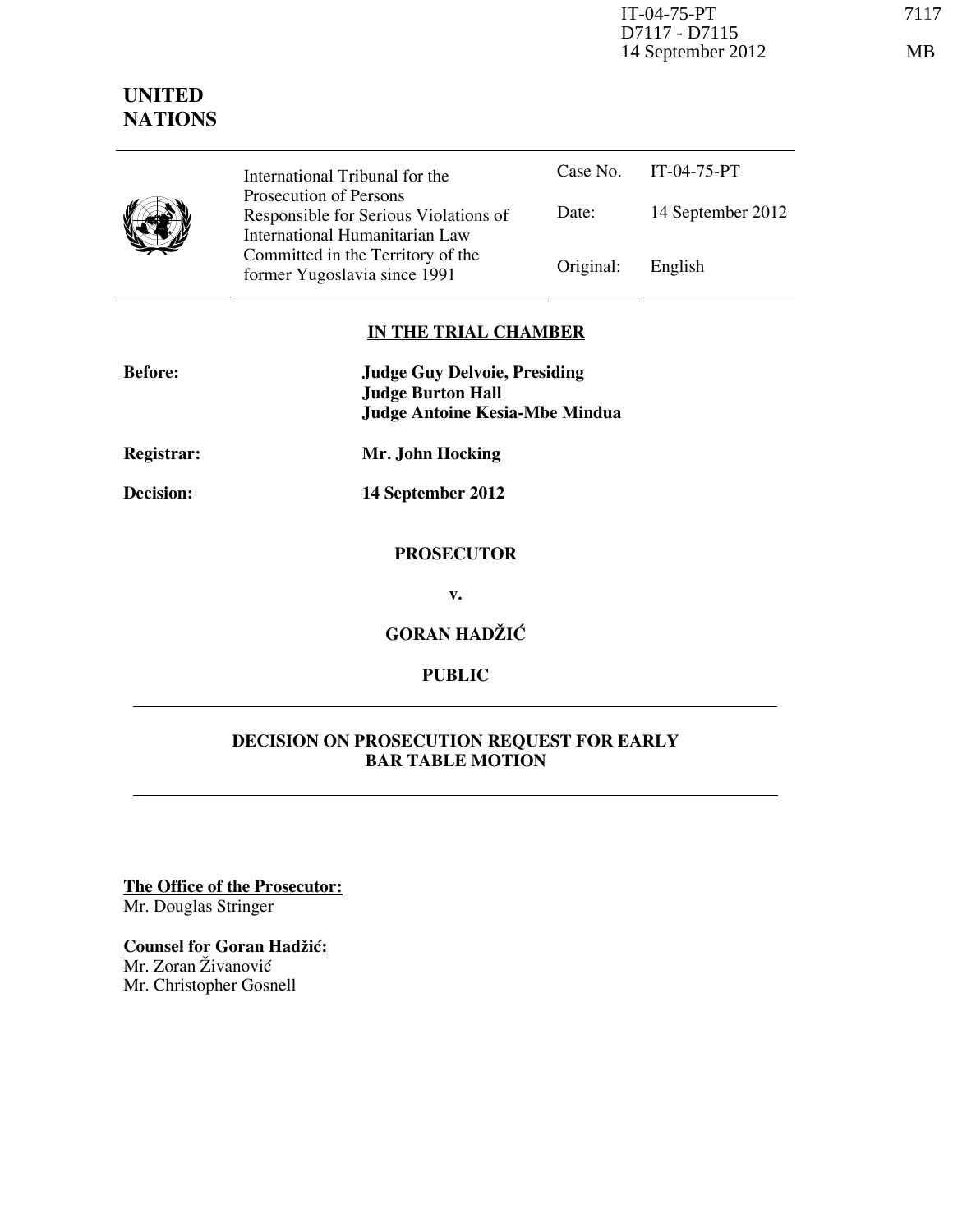**UNITED NATIONS**

| | International Tribunal for the Prosecution of Persons Responsible for Serious Violations of International Humanitarian Law Committed in the Territory of the former Yugoslavia since 1991 | Case No. | IT-04-75-PT |
|---|---|---|---|
| | | Date: | 14 September 2012 |
| | | Original: | English |

**IN THE TRIAL CHAMBER**

**Before:** **Judge Guy Delvoie, Presiding**
**Judge Burton Hall**
**Judge Antoine Kesia-Mbe Mindua**

**Registrar:** **Mr. John Hocking**

**Decision:** **14 September 2012**

**PROSECUTOR**

**v.**

**GORAN HADŽIĆ**

**PUBLIC**

**DECISION ON PROSECUTION REQUEST FOR EARLY BAR TABLE MOTION**

**The Office of the Prosecutor:**
Mr. Douglas Stringer

**Counsel for Goran Hadžić:**
Mr. Zoran Živanović
Mr. Christopher Gosnell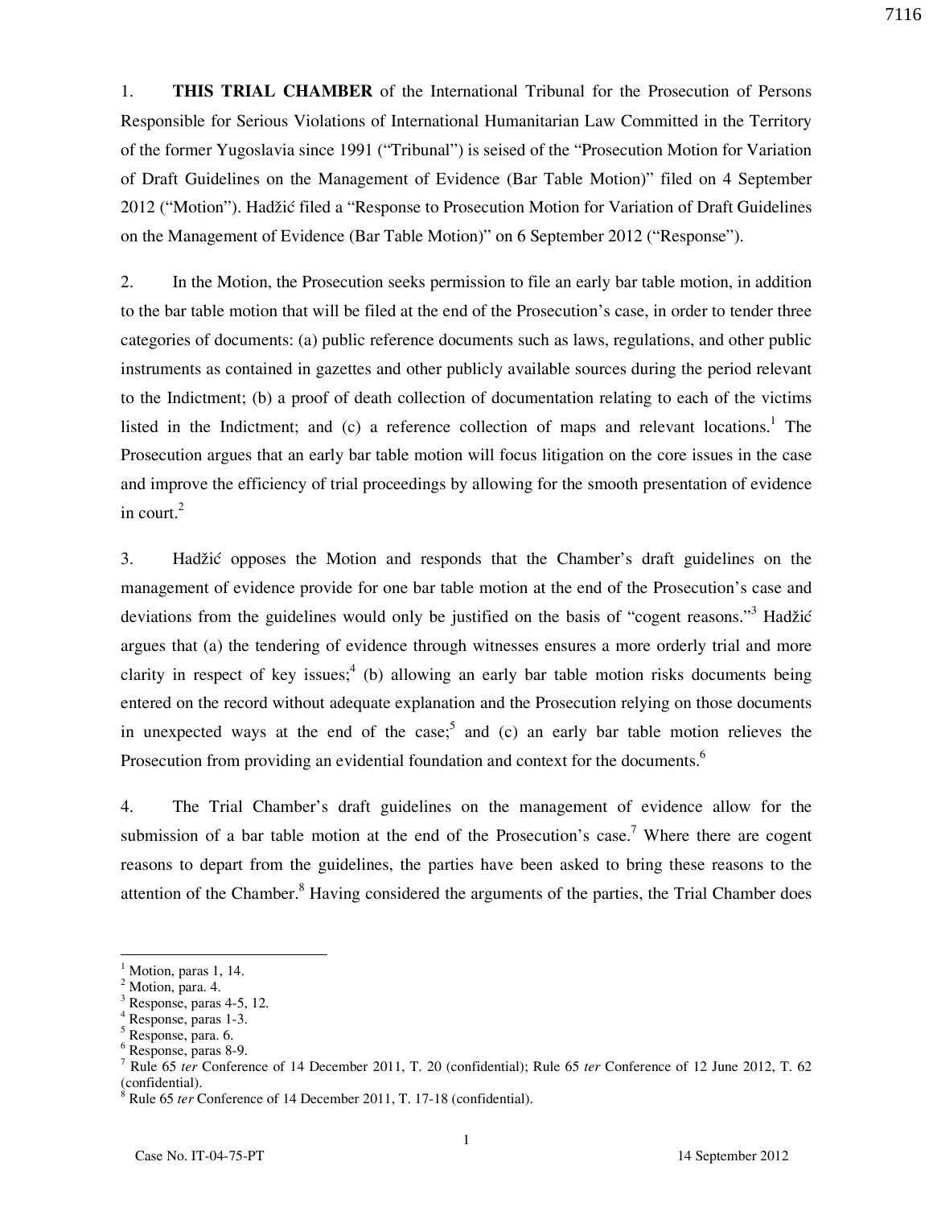1. **THIS TRIAL CHAMBER** of the International Tribunal for the Prosecution of Persons Responsible for Serious Violations of International Humanitarian Law Committed in the Territory of the former Yugoslavia since 1991 ("Tribunal") is seised of the "Prosecution Motion for Variation of Draft Guidelines on the Management of Evidence (Bar Table Motion)" filed on 4 September 2012 ("Motion"). Hadžić filed a "Response to Prosecution Motion for Variation of Draft Guidelines on the Management of Evidence (Bar Table Motion)" on 6 September 2012 ("Response").

2. In the Motion, the Prosecution seeks permission to file an early bar table motion, in addition to the bar table motion that will be filed at the end of the Prosecution's case, in order to tender three categories of documents: (a) public reference documents such as laws, regulations, and other public instruments as contained in gazettes and other publicly available sources during the period relevant to the Indictment; (b) a proof of death collection of documentation relating to each of the victims listed in the Indictment; and (c) a reference collection of maps and relevant locations.[1] The Prosecution argues that an early bar table motion will focus litigation on the core issues in the case and improve the efficiency of trial proceedings by allowing for the smooth presentation of evidence in court.[2]

3. Hadžić opposes the Motion and responds that the Chamber's draft guidelines on the management of evidence provide for one bar table motion at the end of the Prosecution's case and deviations from the guidelines would only be justified on the basis of "cogent reasons."[3] Hadžić argues that (a) the tendering of evidence through witnesses ensures a more orderly trial and more clarity in respect of key issues;[4] (b) allowing an early bar table motion risks documents being entered on the record without adequate explanation and the Prosecution relying on those documents in unexpected ways at the end of the case;[5] and (c) an early bar table motion relieves the Prosecution from providing an evidential foundation and context for the documents.[6]

4. The Trial Chamber's draft guidelines on the management of evidence allow for the submission of a bar table motion at the end of the Prosecution's case.[7] Where there are cogent reasons to depart from the guidelines, the parties have been asked to bring these reasons to the attention of the Chamber.[8] Having considered the arguments of the parties, the Trial Chamber does

---

[1] Motion, paras 1, 14.
[2] Motion, para. 4.
[3] Response, paras 4-5, 12.
[4] Response, paras 1-3.
[5] Response, para. 6.
[6] Response, paras 8-9.
[7] Rule 65 *ter* Conference of 14 December 2011, T. 20 (confidential); Rule 65 *ter* Conference of 12 June 2012, T. 62 (confidential).
[8] Rule 65 *ter* Conference of 14 December 2011, T. 17-18 (confidential).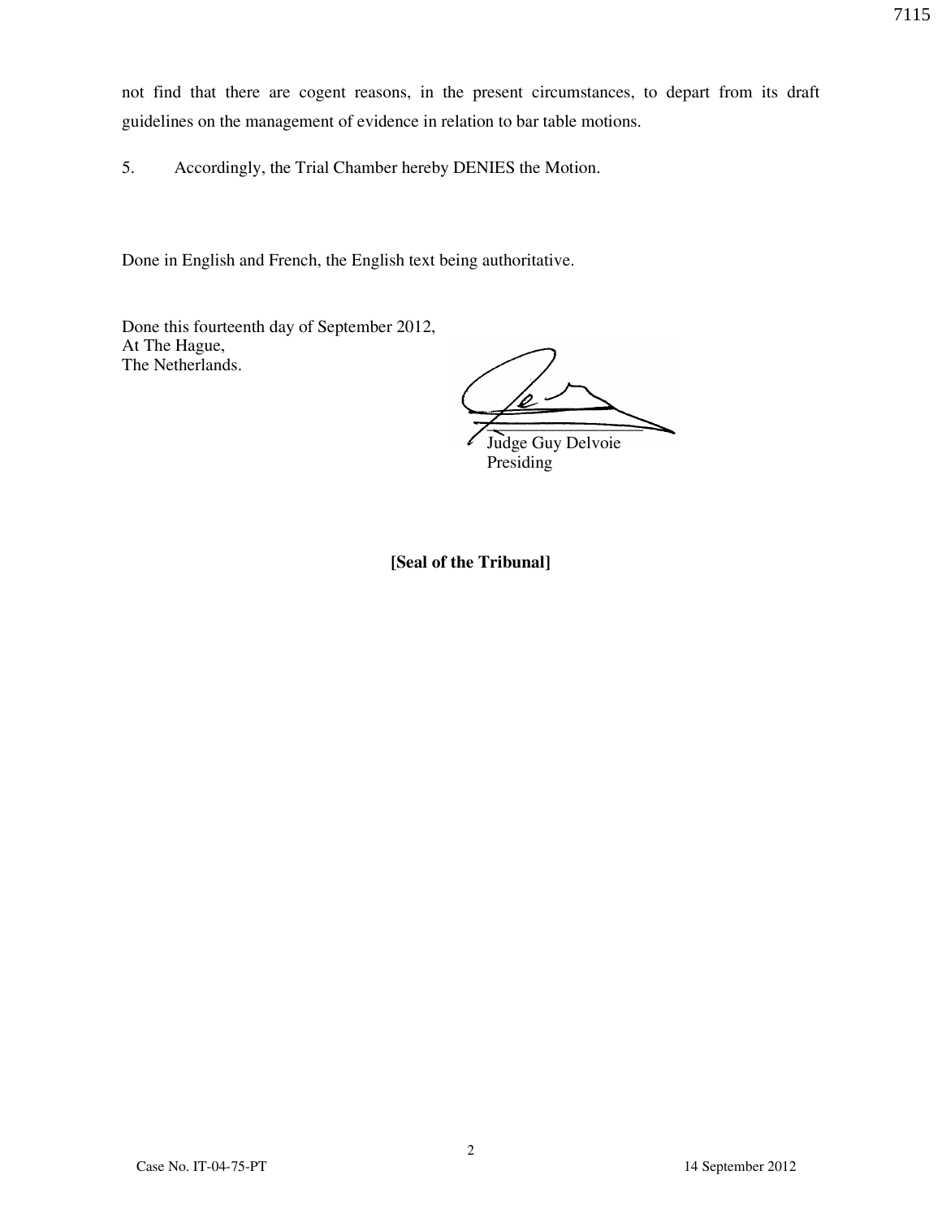not find that there are cogent reasons, in the present circumstances, to depart from its draft guidelines on the management of evidence in relation to bar table motions.

5. Accordingly, the Trial Chamber hereby DENIES the Motion.

Done in English and French, the English text being authoritative.

Done this fourteenth day of September 2012,
At The Hague,
The Netherlands.

Judge Guy Delvoie
Presiding

**[Seal of the Tribunal]**